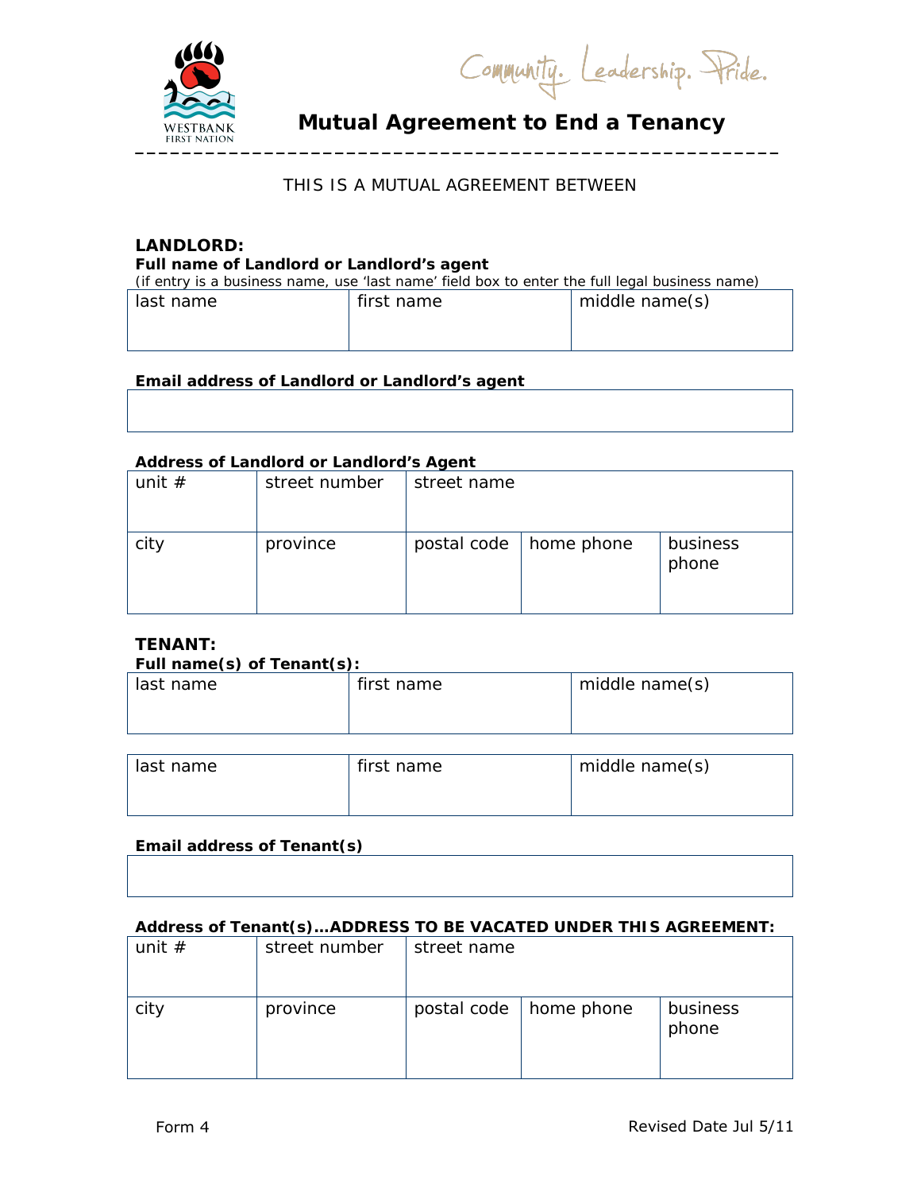Community. Leadership. Pride.

WESTBANK FIRST NATION

# Mutual Agreement to End a Tenancy

THIS IS A MUTUAL AGREEMENT BETWEEN

## LANDLORD:

**Full name of Landlord or Landlord's agent**

*(if entry is a business name, use 'last name' field box to enter the full legal business name)*

| last name | first name | middle name(s) |
|---|---|---|
| | | |

**Email address of Landlord or Landlord's agent**

| |
|---|
| |

**Address of Landlord or Landlord's Agent**

| unit # | street number | street name | | |
|---|---|---|---|---|
| | | | | |
| city | province | postal code | home phone | business phone |
| | | | | |

## TENANT:

**Full name(s) of Tenant(s):**

| last name | first name | middle name(s) |
|---|---|---|
| | | |

| last name | first name | middle name(s) |
|---|---|---|
| | | |

**Email address of Tenant(s)**

| |
|---|
| |

**Address of Tenant(s)…ADDRESS TO BE VACATED UNDER THIS AGREEMENT:**

| unit # | street number | street name | | |
|---|---|---|---|---|
| | | | | |
| city | province | postal code | home phone | business phone |
| | | | | |

Form 4 Revised Date Jul 5/11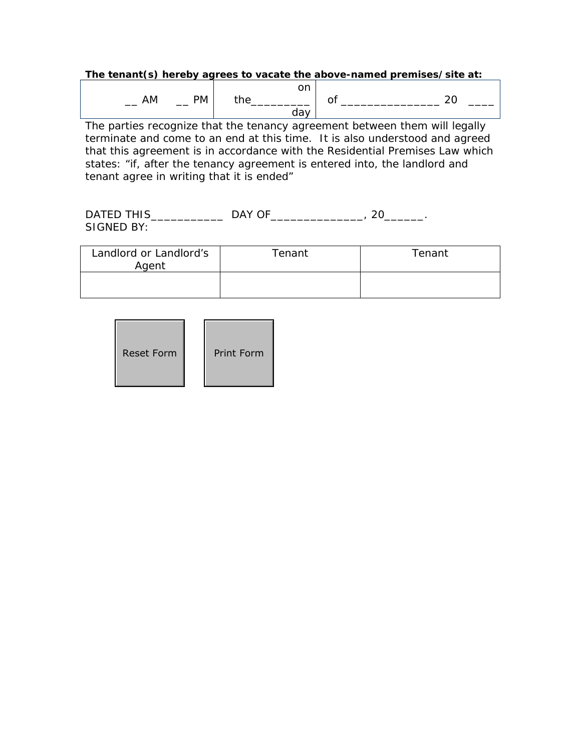**The tenant(s) hereby agrees to vacate the above-named premises/site at:**

| | | |
|---|---|---|
| __ AM __ PM | on the_________ day | of _______________ 20 ____ |

The parties recognize that the tenancy agreement between them will legally terminate and come to an end at this time. It is also understood and agreed that this agreement is in accordance with the Residential Premises Law which states: "if, after the tenancy agreement is entered into, the landlord and tenant agree in writing that it is ended"

DATED THIS___________ DAY OF______________, 20______.
SIGNED BY:

| Landlord or Landlord's Agent | Tenant | Tenant |
|---|---|---|
| | | |

Reset Form

Print Form